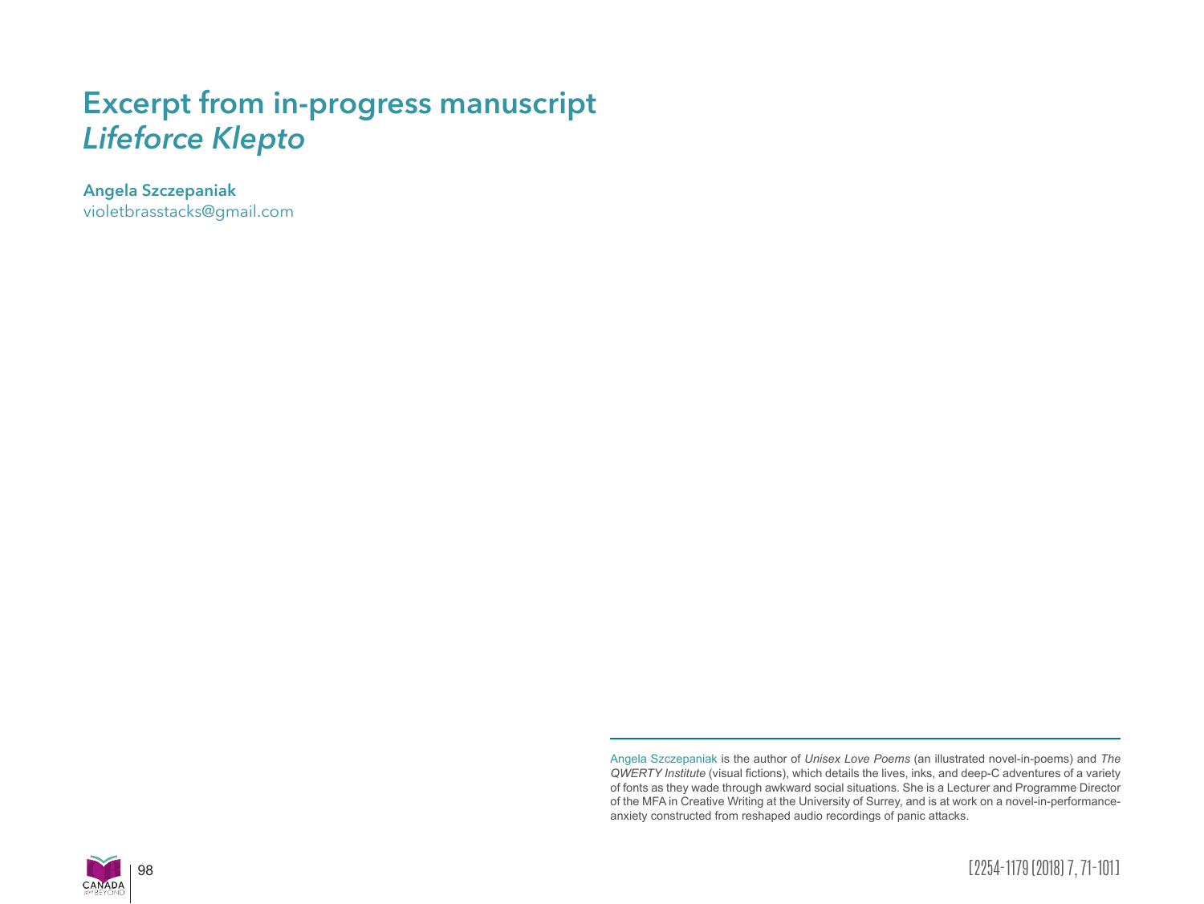# Excerpt from in-progress manuscript *Lifeforce Klepto*

**Angela Szczepaniak**
violetbrasstacks@gmail.com

---

Angela Szczepaniak is the author of *Unisex Love Poems* (an illustrated novel-in-poems) and *The QWERTY Institute* (visual fictions), which details the lives, inks, and deep-C adventures of a variety of fonts as they wade through awkward social situations. She is a Lecturer and Programme Director of the MFA in Creative Writing at the University of Surrey, and is at work on a novel-in-performance-anxiety constructed from reshaped audio recordings of panic attacks.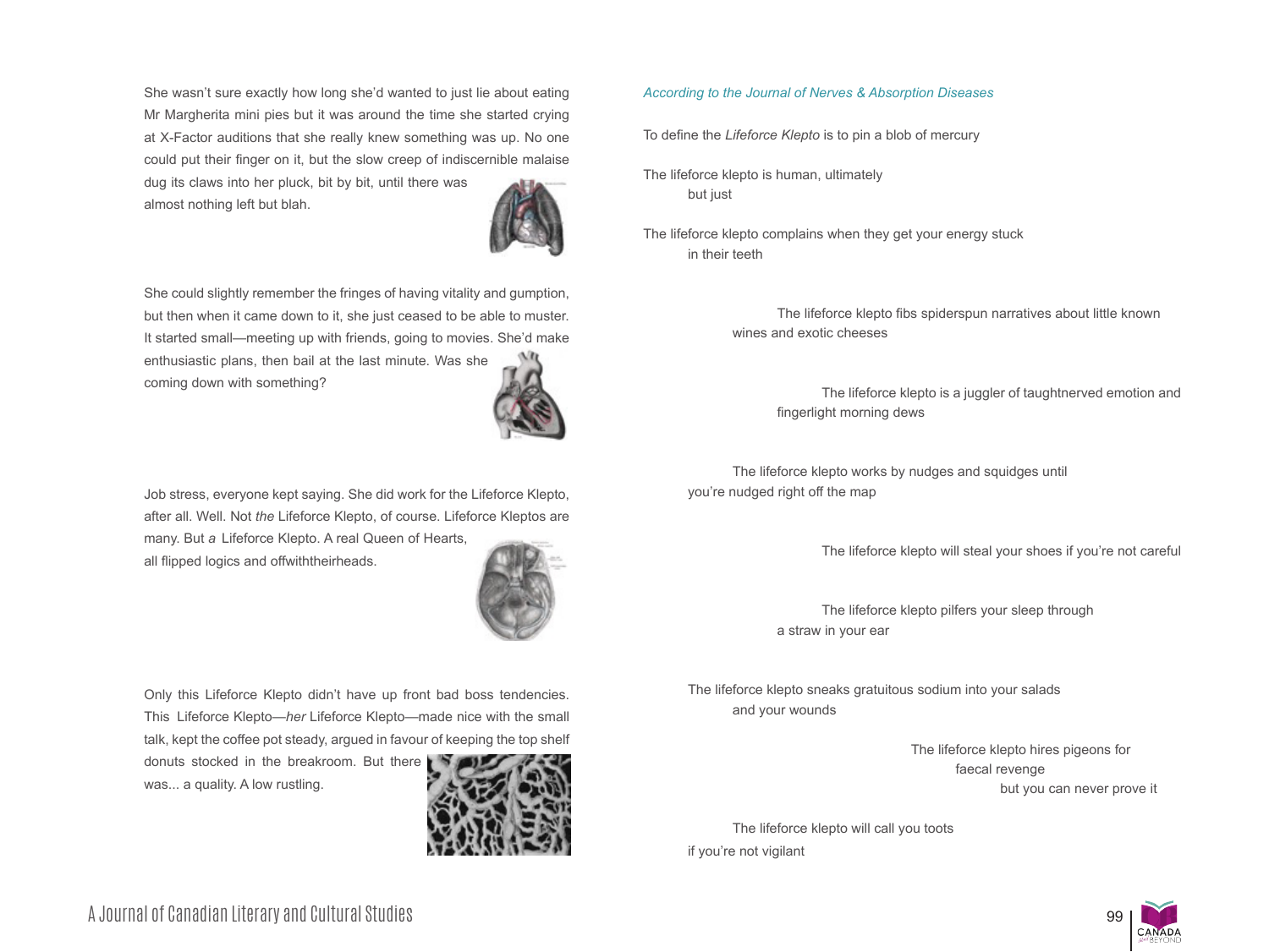She wasn't sure exactly how long she'd wanted to just lie about eating Mr Margherita mini pies but it was around the time she started crying at X-Factor auditions that she really knew something was up. No one could put their finger on it, but the slow creep of indiscernible malaise dug its claws into her pluck, bit by bit, until there was almost nothing left but blah.

She could slightly remember the fringes of having vitality and gumption, but then when it came down to it, she just ceased to be able to muster. It started small—meeting up with friends, going to movies. She'd make enthusiastic plans, then bail at the last minute. Was she coming down with something?

Job stress, everyone kept saying. She did work for the Lifeforce Klepto, after all. Well. Not *the* Lifeforce Klepto, of course. Lifeforce Kleptos are many. But *a* Lifeforce Klepto. A real Queen of Hearts, all flipped logics and offwiththeirheads.

Only this Lifeforce Klepto didn't have up front bad boss tendencies. This Lifeforce Klepto—*her* Lifeforce Klepto—made nice with the small talk, kept the coffee pot steady, argued in favour of keeping the top shelf donuts stocked in the breakroom. But there was... a quality. A low rustling.

*According to the Journal of Nerves & Absorption Diseases*

To define the *Lifeforce Klepto* is to pin a blob of mercury

The lifeforce klepto is human, ultimately
but just

The lifeforce klepto complains when they get your energy stuck
in their teeth

The lifeforce klepto fibs spiderspun narratives about little known
wines and exotic cheeses

The lifeforce klepto is a juggler of taughtnerved emotion and
fingerlight morning dews

The lifeforce klepto works by nudges and squidges until
you're nudged right off the map

The lifeforce klepto will steal your shoes if you're not careful

The lifeforce klepto pilfers your sleep through
a straw in your ear

The lifeforce klepto sneaks gratuitous sodium into your salads
and your wounds

The lifeforce klepto hires pigeons for
faecal revenge
but you can never prove it

The lifeforce klepto will call you toots
if you're not vigilant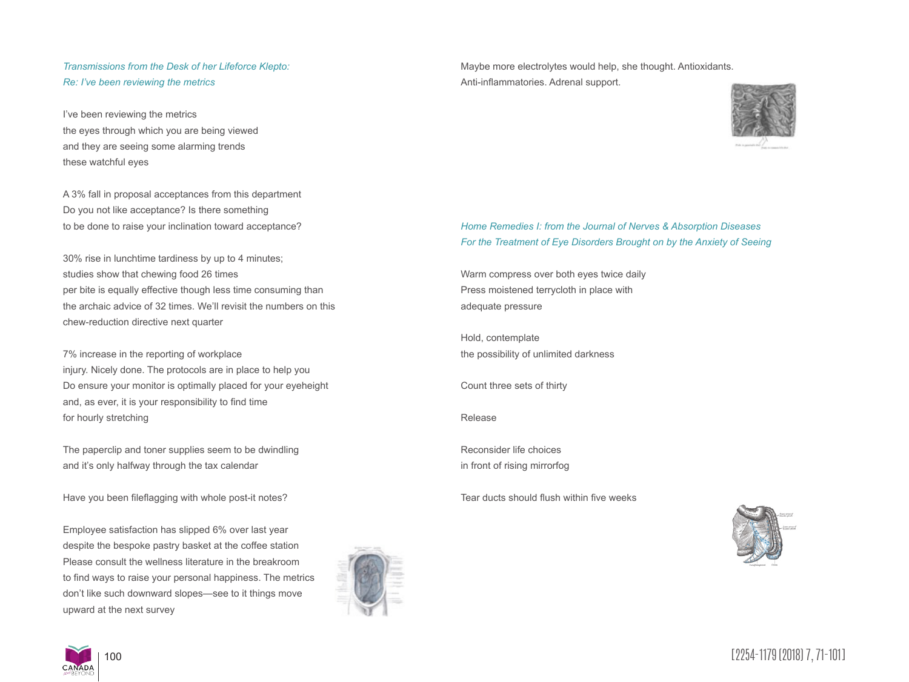*Transmissions from the Desk of her Lifeforce Klepto:*
*Re: I've been reviewing the metrics*

I've been reviewing the metrics
the eyes through which you are being viewed
and they are seeing some alarming trends
these watchful eyes

A 3% fall in proposal acceptances from this department
Do you not like acceptance? Is there something
to be done to raise your inclination toward acceptance?

30% rise in lunchtime tardiness by up to 4 minutes;
studies show that chewing food 26 times
per bite is equally effective though less time consuming than
the archaic advice of 32 times. We'll revisit the numbers on this
chew-reduction directive next quarter

7% increase in the reporting of workplace
injury. Nicely done. The protocols are in place to help you
Do ensure your monitor is optimally placed for your eyeheight
and, as ever, it is your responsibility to find time
for hourly stretching

The paperclip and toner supplies seem to be dwindling
and it's only halfway through the tax calendar

Have you been fileflagging with whole post-it notes?

Employee satisfaction has slipped 6% over last year
despite the bespoke pastry basket at the coffee station
Please consult the wellness literature in the breakroom
to find ways to raise your personal happiness. The metrics
don't like such downward slopes—see to it things move
upward at the next survey

Maybe more electrolytes would help, she thought. Antioxidants.
Anti-inflammatories. Adrenal support.

*Home Remedies I: from the Journal of Nerves & Absorption Diseases*
*For the Treatment of Eye Disorders Brought on by the Anxiety of Seeing*

Warm compress over both eyes twice daily
Press moistened terrycloth in place with
adequate pressure

Hold, contemplate
the possibility of unlimited darkness

Count three sets of thirty

Release

Reconsider life choices
in front of rising mirrorfog

Tear ducts should flush within five weeks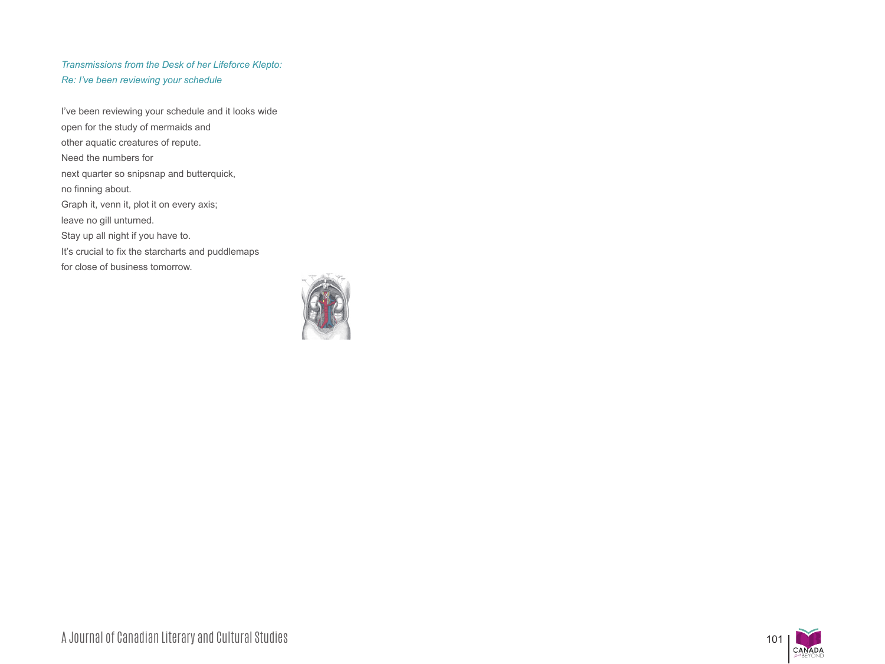*Transmissions from the Desk of her Lifeforce Klepto:*
*Re: I've been reviewing your schedule*

I've been reviewing your schedule and it looks wide
open for the study of mermaids and
other aquatic creatures of repute.
Need the numbers for
next quarter so snipsnap and butterquick,
no finning about.
Graph it, venn it, plot it on every axis;
leave no gill unturned.
Stay up all night if you have to.
It's crucial to fix the starcharts and puddlemaps
for close of business tomorrow.